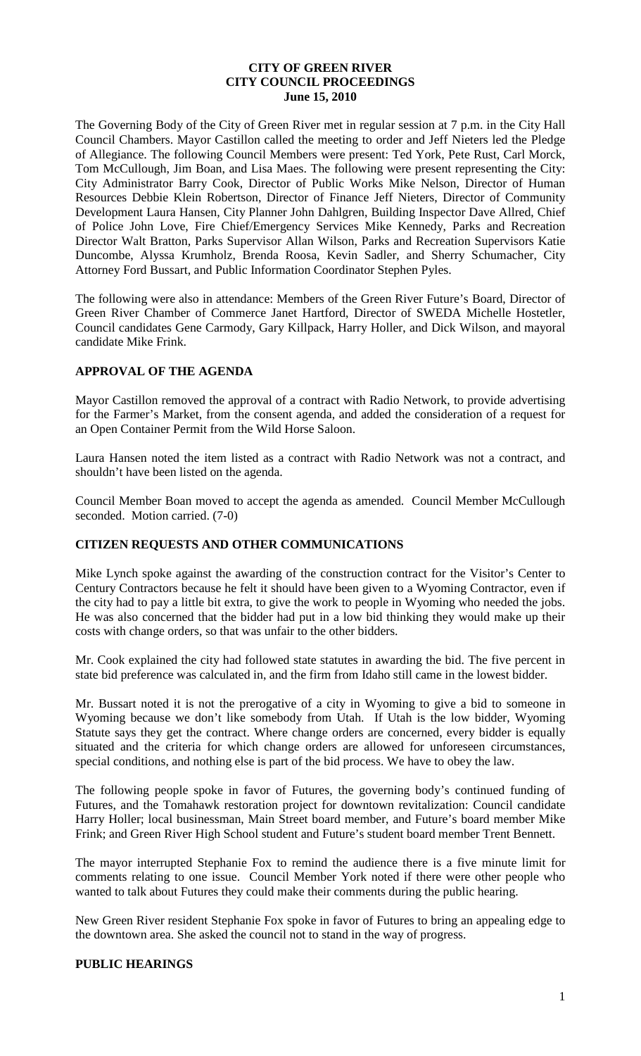# CITY OF GREEN RIVER
# CITY COUNCIL PROCEEDINGS
## June 15, 2010

The Governing Body of the City of Green River met in regular session at 7 p.m. in the City Hall Council Chambers. Mayor Castillon called the meeting to order and Jeff Nieters led the Pledge of Allegiance. The following Council Members were present: Ted York, Pete Rust, Carl Morck, Tom McCullough, Jim Boan, and Lisa Maes. The following were present representing the City: City Administrator Barry Cook, Director of Public Works Mike Nelson, Director of Human Resources Debbie Klein Robertson, Director of Finance Jeff Nieters, Director of Community Development Laura Hansen, City Planner John Dahlgren, Building Inspector Dave Allred, Chief of Police John Love, Fire Chief/Emergency Services Mike Kennedy, Parks and Recreation Director Walt Bratton, Parks Supervisor Allan Wilson, Parks and Recreation Supervisors Katie Duncombe, Alyssa Krumholz, Brenda Roosa, Kevin Sadler, and Sherry Schumacher, City Attorney Ford Bussart, and Public Information Coordinator Stephen Pyles.

The following were also in attendance: Members of the Green River Future's Board, Director of Green River Chamber of Commerce Janet Hartford, Director of SWEDA Michelle Hostetler, Council candidates Gene Carmody, Gary Killpack, Harry Holler, and Dick Wilson, and mayoral candidate Mike Frink.

### APPROVAL OF THE AGENDA

Mayor Castillon removed the approval of a contract with Radio Network, to provide advertising for the Farmer's Market, from the consent agenda, and added the consideration of a request for an Open Container Permit from the Wild Horse Saloon.

Laura Hansen noted the item listed as a contract with Radio Network was not a contract, and shouldn't have been listed on the agenda.

Council Member Boan moved to accept the agenda as amended. Council Member McCullough seconded. Motion carried. (7-0)

### CITIZEN REQUESTS AND OTHER COMMUNICATIONS

Mike Lynch spoke against the awarding of the construction contract for the Visitor's Center to Century Contractors because he felt it should have been given to a Wyoming Contractor, even if the city had to pay a little bit extra, to give the work to people in Wyoming who needed the jobs. He was also concerned that the bidder had put in a low bid thinking they would make up their costs with change orders, so that was unfair to the other bidders.

Mr. Cook explained the city had followed state statutes in awarding the bid. The five percent in state bid preference was calculated in, and the firm from Idaho still came in the lowest bidder.

Mr. Bussart noted it is not the prerogative of a city in Wyoming to give a bid to someone in Wyoming because we don't like somebody from Utah. If Utah is the low bidder, Wyoming Statute says they get the contract. Where change orders are concerned, every bidder is equally situated and the criteria for which change orders are allowed for unforeseen circumstances, special conditions, and nothing else is part of the bid process. We have to obey the law.

The following people spoke in favor of Futures, the governing body's continued funding of Futures, and the Tomahawk restoration project for downtown revitalization: Council candidate Harry Holler; local businessman, Main Street board member, and Future's board member Mike Frink; and Green River High School student and Future's student board member Trent Bennett.

The mayor interrupted Stephanie Fox to remind the audience there is a five minute limit for comments relating to one issue. Council Member York noted if there were other people who wanted to talk about Futures they could make their comments during the public hearing.

New Green River resident Stephanie Fox spoke in favor of Futures to bring an appealing edge to the downtown area. She asked the council not to stand in the way of progress.

### PUBLIC HEARINGS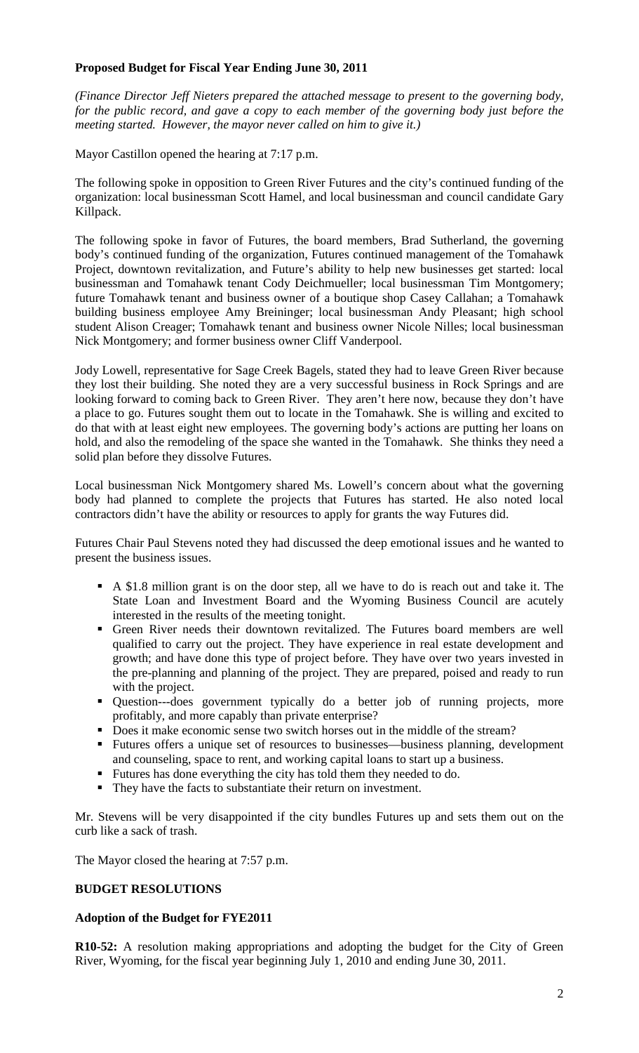**Proposed Budget for Fiscal Year Ending June 30, 2011**

*(Finance Director Jeff Nieters prepared the attached message to present to the governing body, for the public record, and gave a copy to each member of the governing body just before the meeting started. However, the mayor never called on him to give it.)*

Mayor Castillon opened the hearing at 7:17 p.m.

The following spoke in opposition to Green River Futures and the city's continued funding of the organization: local businessman Scott Hamel, and local businessman and council candidate Gary Killpack.

The following spoke in favor of Futures, the board members, Brad Sutherland, the governing body's continued funding of the organization, Futures continued management of the Tomahawk Project, downtown revitalization, and Future's ability to help new businesses get started: local businessman and Tomahawk tenant Cody Deichmueller; local businessman Tim Montgomery; future Tomahawk tenant and business owner of a boutique shop Casey Callahan; a Tomahawk building business employee Amy Breininger; local businessman Andy Pleasant; high school student Alison Creager; Tomahawk tenant and business owner Nicole Nilles; local businessman Nick Montgomery; and former business owner Cliff Vanderpool.

Jody Lowell, representative for Sage Creek Bagels, stated they had to leave Green River because they lost their building. She noted they are a very successful business in Rock Springs and are looking forward to coming back to Green River. They aren't here now, because they don't have a place to go. Futures sought them out to locate in the Tomahawk. She is willing and excited to do that with at least eight new employees. The governing body's actions are putting her loans on hold, and also the remodeling of the space she wanted in the Tomahawk. She thinks they need a solid plan before they dissolve Futures.

Local businessman Nick Montgomery shared Ms. Lowell's concern about what the governing body had planned to complete the projects that Futures has started. He also noted local contractors didn't have the ability or resources to apply for grants the way Futures did.

Futures Chair Paul Stevens noted they had discussed the deep emotional issues and he wanted to present the business issues.

- A \$1.8 million grant is on the door step, all we have to do is reach out and take it. The State Loan and Investment Board and the Wyoming Business Council are acutely interested in the results of the meeting tonight.
- Green River needs their downtown revitalized. The Futures board members are well qualified to carry out the project. They have experience in real estate development and growth; and have done this type of project before. They have over two years invested in the pre-planning and planning of the project. They are prepared, poised and ready to run with the project.
- Question---does government typically do a better job of running projects, more profitably, and more capably than private enterprise?
- Does it make economic sense two switch horses out in the middle of the stream?
- Futures offers a unique set of resources to businesses—business planning, development and counseling, space to rent, and working capital loans to start up a business.
- Futures has done everything the city has told them they needed to do.
- They have the facts to substantiate their return on investment.

Mr. Stevens will be very disappointed if the city bundles Futures up and sets them out on the curb like a sack of trash.

The Mayor closed the hearing at 7:57 p.m.

## BUDGET RESOLUTIONS

**Adoption of the Budget for FYE2011**

**R10-52:** A resolution making appropriations and adopting the budget for the City of Green River, Wyoming, for the fiscal year beginning July 1, 2010 and ending June 30, 2011.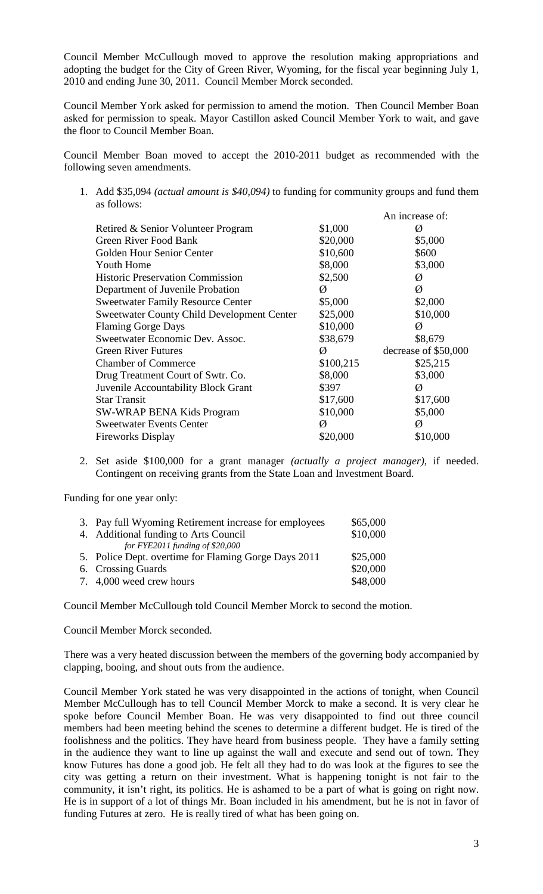Council Member McCullough moved to approve the resolution making appropriations and adopting the budget for the City of Green River, Wyoming, for the fiscal year beginning July 1, 2010 and ending June 30, 2011. Council Member Morck seconded.

Council Member York asked for permission to amend the motion. Then Council Member Boan asked for permission to speak. Mayor Castillon asked Council Member York to wait, and gave the floor to Council Member Boan.

Council Member Boan moved to accept the 2010-2011 budget as recommended with the following seven amendments.

1. Add $35,094 *(actual amount is $40,094)* to funding for community groups and fund them as follows:

| | | An increase of: |
|---|---|---|
| Retired & Senior Volunteer Program | $1,000 | Ø |
| Green River Food Bank | $20,000 | $5,000 |
| Golden Hour Senior Center | $10,600 | $600 |
| Youth Home | $8,000 | $3,000 |
| Historic Preservation Commission | $2,500 | Ø |
| Department of Juvenile Probation | Ø | Ø |
| Sweetwater Family Resource Center | $5,000 | $2,000 |
| Sweetwater County Child Development Center | $25,000 | $10,000 |
| Flaming Gorge Days | $10,000 | Ø |
| Sweetwater Economic Dev. Assoc. | $38,679 | $8,679 |
| Green River Futures | Ø | decrease of $50,000 |
| Chamber of Commerce | $100,215 | $25,215 |
| Drug Treatment Court of Swtr. Co. | $8,000 | $3,000 |
| Juvenile Accountability Block Grant | $397 | Ø |
| Star Transit | $17,600 | $17,600 |
| SW-WRAP BENA Kids Program | $10,000 | $5,000 |
| Sweetwater Events Center | Ø | Ø |
| Fireworks Display | $20,000 | $10,000 |

2. Set aside $100,000 for a grant manager *(actually a project manager)*, if needed. Contingent on receiving grants from the State Loan and Investment Board.

Funding for one year only:

| | |
|---|---|
| 3. Pay full Wyoming Retirement increase for employees | $65,000 |
| 4. Additional funding to Arts Council *for FYE2011 funding of $20,000* | $10,000 |
| 5. Police Dept. overtime for Flaming Gorge Days 2011 | $25,000 |
| 6. Crossing Guards | $20,000 |
| 7. 4,000 weed crew hours | $48,000 |

Council Member McCullough told Council Member Morck to second the motion.

Council Member Morck seconded.

There was a very heated discussion between the members of the governing body accompanied by clapping, booing, and shout outs from the audience.

Council Member York stated he was very disappointed in the actions of tonight, when Council Member McCullough has to tell Council Member Morck to make a second. It is very clear he spoke before Council Member Boan. He was very disappointed to find out three council members had been meeting behind the scenes to determine a different budget. He is tired of the foolishness and the politics. They have heard from business people. They have a family setting in the audience they want to line up against the wall and execute and send out of town. They know Futures has done a good job. He felt all they had to do was look at the figures to see the city was getting a return on their investment. What is happening tonight is not fair to the community, it isn't right, its politics. He is ashamed to be a part of what is going on right now. He is in support of a lot of things Mr. Boan included in his amendment, but he is not in favor of funding Futures at zero. He is really tired of what has been going on.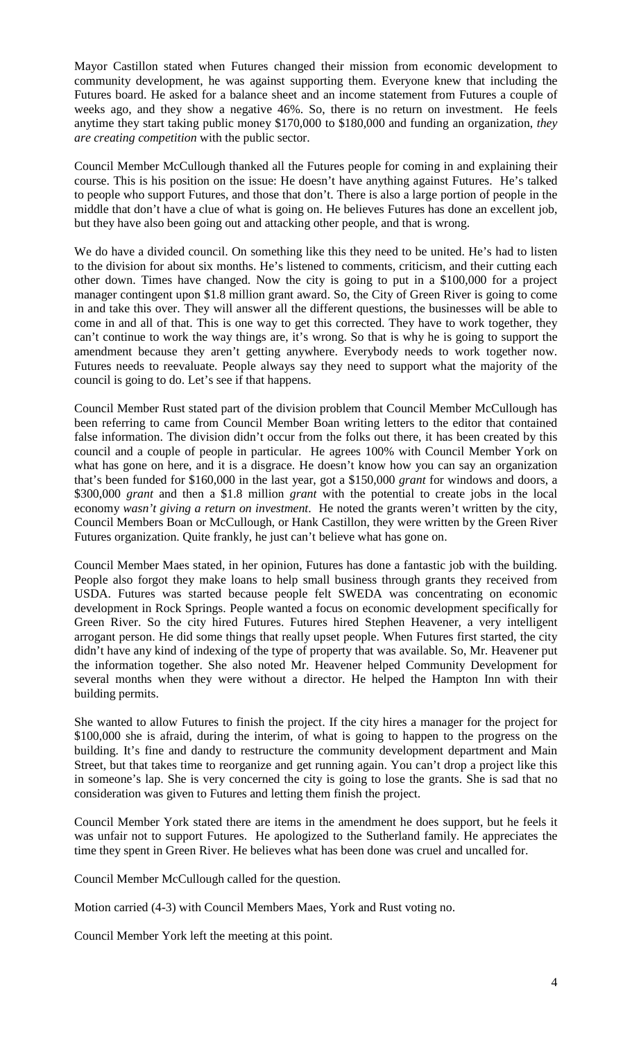Mayor Castillon stated when Futures changed their mission from economic development to community development, he was against supporting them. Everyone knew that including the Futures board. He asked for a balance sheet and an income statement from Futures a couple of weeks ago, and they show a negative 46%. So, there is no return on investment. He feels anytime they start taking public money $170,000 to $180,000 and funding an organization, *they are creating competition* with the public sector.

Council Member McCullough thanked all the Futures people for coming in and explaining their course. This is his position on the issue: He doesn't have anything against Futures. He's talked to people who support Futures, and those that don't. There is also a large portion of people in the middle that don't have a clue of what is going on. He believes Futures has done an excellent job, but they have also been going out and attacking other people, and that is wrong.

We do have a divided council. On something like this they need to be united. He's had to listen to the division for about six months. He's listened to comments, criticism, and their cutting each other down. Times have changed. Now the city is going to put in a $100,000 for a project manager contingent upon $1.8 million grant award. So, the City of Green River is going to come in and take this over. They will answer all the different questions, the businesses will be able to come in and all of that. This is one way to get this corrected. They have to work together, they can't continue to work the way things are, it's wrong. So that is why he is going to support the amendment because they aren't getting anywhere. Everybody needs to work together now. Futures needs to reevaluate. People always say they need to support what the majority of the council is going to do. Let's see if that happens.

Council Member Rust stated part of the division problem that Council Member McCullough has been referring to came from Council Member Boan writing letters to the editor that contained false information. The division didn't occur from the folks out there, it has been created by this council and a couple of people in particular. He agrees 100% with Council Member York on what has gone on here, and it is a disgrace. He doesn't know how you can say an organization that's been funded for $160,000 in the last year, got a $150,000 *grant* for windows and doors, a $300,000 *grant* and then a $1.8 million *grant* with the potential to create jobs in the local economy *wasn't giving a return on investment*. He noted the grants weren't written by the city, Council Members Boan or McCullough, or Hank Castillon, they were written by the Green River Futures organization. Quite frankly, he just can't believe what has gone on.

Council Member Maes stated, in her opinion, Futures has done a fantastic job with the building. People also forgot they make loans to help small business through grants they received from USDA. Futures was started because people felt SWEDA was concentrating on economic development in Rock Springs. People wanted a focus on economic development specifically for Green River. So the city hired Futures. Futures hired Stephen Heavener, a very intelligent arrogant person. He did some things that really upset people. When Futures first started, the city didn't have any kind of indexing of the type of property that was available. So, Mr. Heavener put the information together. She also noted Mr. Heavener helped Community Development for several months when they were without a director. He helped the Hampton Inn with their building permits.

She wanted to allow Futures to finish the project. If the city hires a manager for the project for $100,000 she is afraid, during the interim, of what is going to happen to the progress on the building. It's fine and dandy to restructure the community development department and Main Street, but that takes time to reorganize and get running again. You can't drop a project like this in someone's lap. She is very concerned the city is going to lose the grants. She is sad that no consideration was given to Futures and letting them finish the project.

Council Member York stated there are items in the amendment he does support, but he feels it was unfair not to support Futures. He apologized to the Sutherland family. He appreciates the time they spent in Green River. He believes what has been done was cruel and uncalled for.

Council Member McCullough called for the question.

Motion carried (4-3) with Council Members Maes, York and Rust voting no.

Council Member York left the meeting at this point.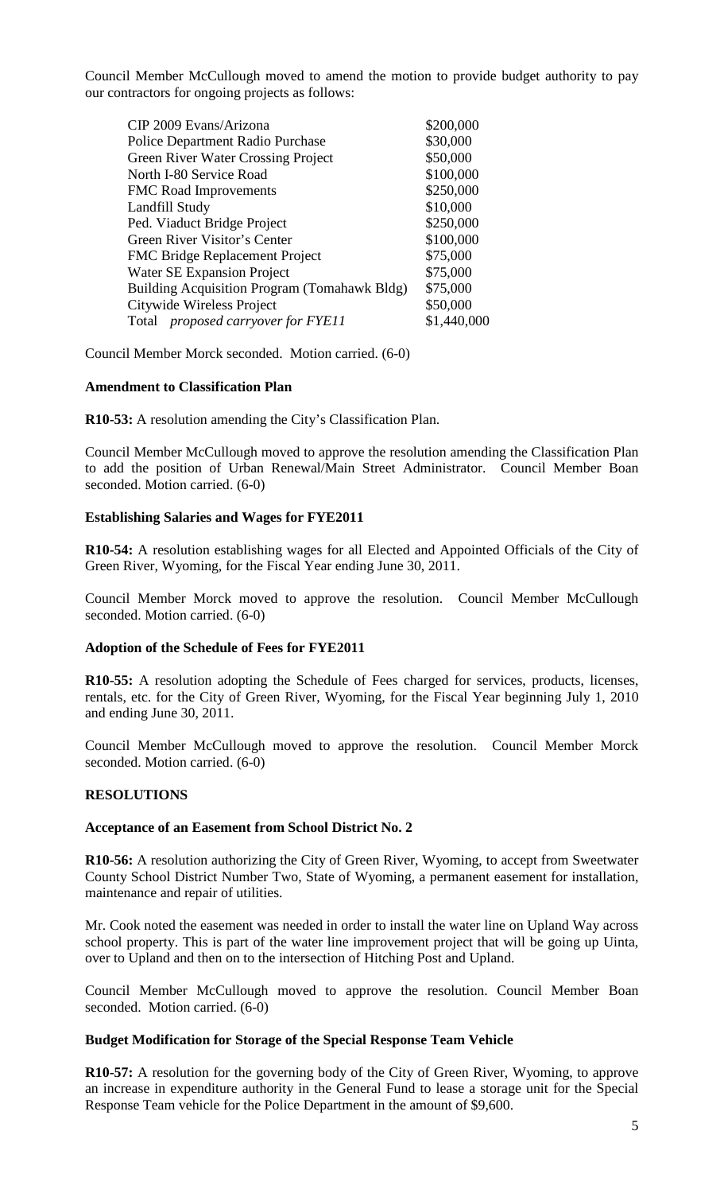Council Member McCullough moved to amend the motion to provide budget authority to pay our contractors for ongoing projects as follows:

| | |
|---|---|
| CIP 2009 Evans/Arizona | $200,000 |
| Police Department Radio Purchase | $30,000 |
| Green River Water Crossing Project | $50,000 |
| North I-80 Service Road | $100,000 |
| FMC Road Improvements | $250,000 |
| Landfill Study | $10,000 |
| Ped. Viaduct Bridge Project | $250,000 |
| Green River Visitor's Center | $100,000 |
| FMC Bridge Replacement Project | $75,000 |
| Water SE Expansion Project | $75,000 |
| Building Acquisition Program (Tomahawk Bldg) | $75,000 |
| Citywide Wireless Project | $50,000 |
| Total *proposed carryover for FYE11* | $1,440,000 |

Council Member Morck seconded. Motion carried. (6-0)

**Amendment to Classification Plan**

**R10-53:** A resolution amending the City's Classification Plan.

Council Member McCullough moved to approve the resolution amending the Classification Plan to add the position of Urban Renewal/Main Street Administrator. Council Member Boan seconded. Motion carried. (6-0)

**Establishing Salaries and Wages for FYE2011**

**R10-54:** A resolution establishing wages for all Elected and Appointed Officials of the City of Green River, Wyoming, for the Fiscal Year ending June 30, 2011.

Council Member Morck moved to approve the resolution. Council Member McCullough seconded. Motion carried. (6-0)

**Adoption of the Schedule of Fees for FYE2011**

**R10-55:** A resolution adopting the Schedule of Fees charged for services, products, licenses, rentals, etc. for the City of Green River, Wyoming, for the Fiscal Year beginning July 1, 2010 and ending June 30, 2011.

Council Member McCullough moved to approve the resolution. Council Member Morck seconded. Motion carried. (6-0)

**RESOLUTIONS**

**Acceptance of an Easement from School District No. 2**

**R10-56:** A resolution authorizing the City of Green River, Wyoming, to accept from Sweetwater County School District Number Two, State of Wyoming, a permanent easement for installation, maintenance and repair of utilities.

Mr. Cook noted the easement was needed in order to install the water line on Upland Way across school property. This is part of the water line improvement project that will be going up Uinta, over to Upland and then on to the intersection of Hitching Post and Upland.

Council Member McCullough moved to approve the resolution. Council Member Boan seconded. Motion carried. (6-0)

**Budget Modification for Storage of the Special Response Team Vehicle**

**R10-57:** A resolution for the governing body of the City of Green River, Wyoming, to approve an increase in expenditure authority in the General Fund to lease a storage unit for the Special Response Team vehicle for the Police Department in the amount of $9,600.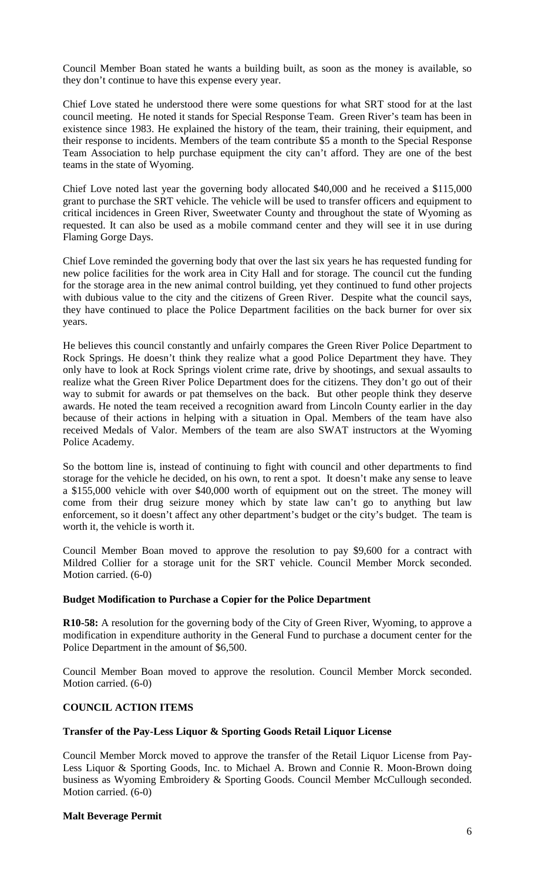Council Member Boan stated he wants a building built, as soon as the money is available, so they don't continue to have this expense every year.

Chief Love stated he understood there were some questions for what SRT stood for at the last council meeting. He noted it stands for Special Response Team. Green River's team has been in existence since 1983. He explained the history of the team, their training, their equipment, and their response to incidents. Members of the team contribute $5 a month to the Special Response Team Association to help purchase equipment the city can't afford. They are one of the best teams in the state of Wyoming.

Chief Love noted last year the governing body allocated $40,000 and he received a $115,000 grant to purchase the SRT vehicle. The vehicle will be used to transfer officers and equipment to critical incidences in Green River, Sweetwater County and throughout the state of Wyoming as requested. It can also be used as a mobile command center and they will see it in use during Flaming Gorge Days.

Chief Love reminded the governing body that over the last six years he has requested funding for new police facilities for the work area in City Hall and for storage. The council cut the funding for the storage area in the new animal control building, yet they continued to fund other projects with dubious value to the city and the citizens of Green River. Despite what the council says, they have continued to place the Police Department facilities on the back burner for over six years.

He believes this council constantly and unfairly compares the Green River Police Department to Rock Springs. He doesn't think they realize what a good Police Department they have. They only have to look at Rock Springs violent crime rate, drive by shootings, and sexual assaults to realize what the Green River Police Department does for the citizens. They don't go out of their way to submit for awards or pat themselves on the back. But other people think they deserve awards. He noted the team received a recognition award from Lincoln County earlier in the day because of their actions in helping with a situation in Opal. Members of the team have also received Medals of Valor. Members of the team are also SWAT instructors at the Wyoming Police Academy.

So the bottom line is, instead of continuing to fight with council and other departments to find storage for the vehicle he decided, on his own, to rent a spot. It doesn't make any sense to leave a $155,000 vehicle with over $40,000 worth of equipment out on the street. The money will come from their drug seizure money which by state law can't go to anything but law enforcement, so it doesn't affect any other department's budget or the city's budget. The team is worth it, the vehicle is worth it.

Council Member Boan moved to approve the resolution to pay $9,600 for a contract with Mildred Collier for a storage unit for the SRT vehicle. Council Member Morck seconded. Motion carried. (6-0)

**Budget Modification to Purchase a Copier for the Police Department**

**R10-58:** A resolution for the governing body of the City of Green River, Wyoming, to approve a modification in expenditure authority in the General Fund to purchase a document center for the Police Department in the amount of $6,500.

Council Member Boan moved to approve the resolution. Council Member Morck seconded. Motion carried. (6-0)

**COUNCIL ACTION ITEMS**

**Transfer of the Pay-Less Liquor & Sporting Goods Retail Liquor License**

Council Member Morck moved to approve the transfer of the Retail Liquor License from Pay-Less Liquor & Sporting Goods, Inc. to Michael A. Brown and Connie R. Moon-Brown doing business as Wyoming Embroidery & Sporting Goods. Council Member McCullough seconded. Motion carried. (6-0)

**Malt Beverage Permit**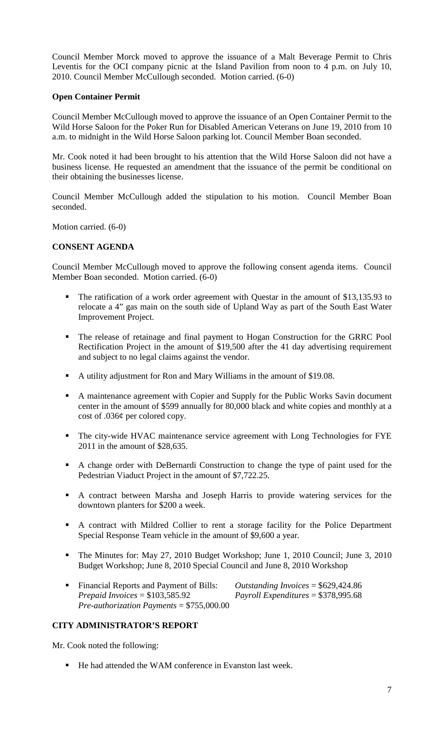Council Member Morck moved to approve the issuance of a Malt Beverage Permit to Chris Leventis for the OCI company picnic at the Island Pavilion from noon to 4 p.m. on July 10, 2010. Council Member McCullough seconded. Motion carried. (6-0)

**Open Container Permit**

Council Member McCullough moved to approve the issuance of an Open Container Permit to the Wild Horse Saloon for the Poker Run for Disabled American Veterans on June 19, 2010 from 10 a.m. to midnight in the Wild Horse Saloon parking lot. Council Member Boan seconded.

Mr. Cook noted it had been brought to his attention that the Wild Horse Saloon did not have a business license. He requested an amendment that the issuance of the permit be conditional on their obtaining the businesses license.

Council Member McCullough added the stipulation to his motion. Council Member Boan seconded.

Motion carried. (6-0)

**CONSENT AGENDA**

Council Member McCullough moved to approve the following consent agenda items. Council Member Boan seconded. Motion carried. (6-0)

- The ratification of a work order agreement with Questar in the amount of $13,135.93 to relocate a 4" gas main on the south side of Upland Way as part of the South East Water Improvement Project.
- The release of retainage and final payment to Hogan Construction for the GRRC Pool Rectification Project in the amount of $19,500 after the 41 day advertising requirement and subject to no legal claims against the vendor.
- A utility adjustment for Ron and Mary Williams in the amount of $19.08.
- A maintenance agreement with Copier and Supply for the Public Works Savin document center in the amount of $599 annually for 80,000 black and white copies and monthly at a cost of .036¢ per colored copy.
- The city-wide HVAC maintenance service agreement with Long Technologies for FYE 2011 in the amount of $28,635.
- A change order with DeBernardi Construction to change the type of paint used for the Pedestrian Viaduct Project in the amount of $7,722.25.
- A contract between Marsha and Joseph Harris to provide watering services for the downtown planters for $200 a week.
- A contract with Mildred Collier to rent a storage facility for the Police Department Special Response Team vehicle in the amount of $9,600 a year.
- The Minutes for: May 27, 2010 Budget Workshop; June 1, 2010 Council; June 3, 2010 Budget Workshop; June 8, 2010 Special Council and June 8, 2010 Workshop
- Financial Reports and Payment of Bills: *Outstanding Invoices* = $629,424.86 *Prepaid Invoices* = $103,585.92 *Payroll Expenditures* = $378,995.68 *Pre-authorization Payments* = $755,000.00

**CITY ADMINISTRATOR'S REPORT**

Mr. Cook noted the following:

- He had attended the WAM conference in Evanston last week.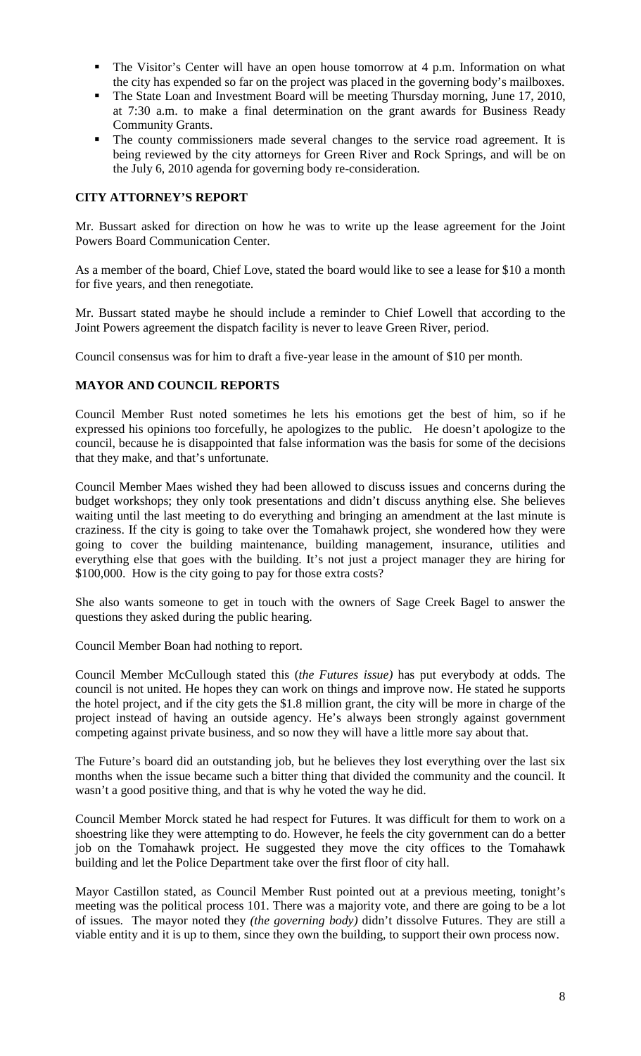- The Visitor's Center will have an open house tomorrow at 4 p.m. Information on what the city has expended so far on the project was placed in the governing body's mailboxes.
- The State Loan and Investment Board will be meeting Thursday morning, June 17, 2010, at 7:30 a.m. to make a final determination on the grant awards for Business Ready Community Grants.
- The county commissioners made several changes to the service road agreement. It is being reviewed by the city attorneys for Green River and Rock Springs, and will be on the July 6, 2010 agenda for governing body re-consideration.

## CITY ATTORNEY'S REPORT

Mr. Bussart asked for direction on how he was to write up the lease agreement for the Joint Powers Board Communication Center.

As a member of the board, Chief Love, stated the board would like to see a lease for $10 a month for five years, and then renegotiate.

Mr. Bussart stated maybe he should include a reminder to Chief Lowell that according to the Joint Powers agreement the dispatch facility is never to leave Green River, period.

Council consensus was for him to draft a five-year lease in the amount of $10 per month.

## MAYOR AND COUNCIL REPORTS

Council Member Rust noted sometimes he lets his emotions get the best of him, so if he expressed his opinions too forcefully, he apologizes to the public. He doesn't apologize to the council, because he is disappointed that false information was the basis for some of the decisions that they make, and that's unfortunate.

Council Member Maes wished they had been allowed to discuss issues and concerns during the budget workshops; they only took presentations and didn't discuss anything else. She believes waiting until the last meeting to do everything and bringing an amendment at the last minute is craziness. If the city is going to take over the Tomahawk project, she wondered how they were going to cover the building maintenance, building management, insurance, utilities and everything else that goes with the building. It's not just a project manager they are hiring for $100,000. How is the city going to pay for those extra costs?

She also wants someone to get in touch with the owners of Sage Creek Bagel to answer the questions they asked during the public hearing.

Council Member Boan had nothing to report.

Council Member McCullough stated this (*the Futures issue)* has put everybody at odds. The council is not united. He hopes they can work on things and improve now. He stated he supports the hotel project, and if the city gets the $1.8 million grant, the city will be more in charge of the project instead of having an outside agency. He's always been strongly against government competing against private business, and so now they will have a little more say about that.

The Future's board did an outstanding job, but he believes they lost everything over the last six months when the issue became such a bitter thing that divided the community and the council. It wasn't a good positive thing, and that is why he voted the way he did.

Council Member Morck stated he had respect for Futures. It was difficult for them to work on a shoestring like they were attempting to do. However, he feels the city government can do a better job on the Tomahawk project. He suggested they move the city offices to the Tomahawk building and let the Police Department take over the first floor of city hall.

Mayor Castillon stated, as Council Member Rust pointed out at a previous meeting, tonight's meeting was the political process 101. There was a majority vote, and there are going to be a lot of issues. The mayor noted they *(the governing body)* didn't dissolve Futures. They are still a viable entity and it is up to them, since they own the building, to support their own process now.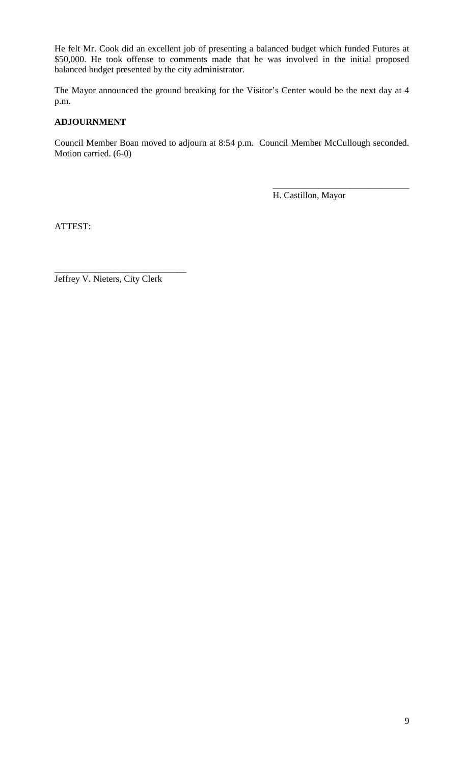He felt Mr. Cook did an excellent job of presenting a balanced budget which funded Futures at $50,000. He took offense to comments made that he was involved in the initial proposed balanced budget presented by the city administrator.

The Mayor announced the ground breaking for the Visitor's Center would be the next day at 4 p.m.

**ADJOURNMENT**

Council Member Boan moved to adjourn at 8:54 p.m. Council Member McCullough seconded. Motion carried. (6-0)

______________________________
H. Castillon, Mayor

ATTEST:

______________________________
Jeffrey V. Nieters, City Clerk